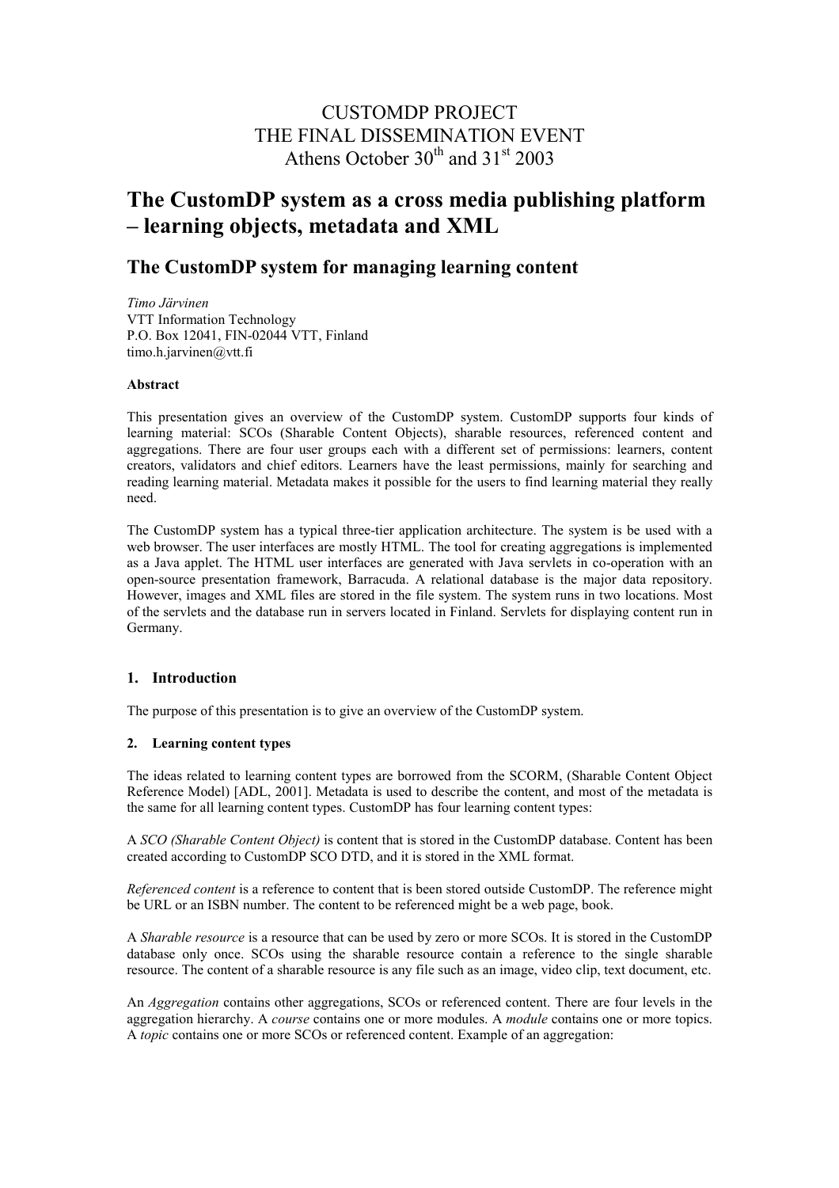CUSTOMDP PROJECT
THE FINAL DISSEMINATION EVENT
Athens October 30th and 31st 2003

# The CustomDP system as a cross media publishing platform – learning objects, metadata and XML

## The CustomDP system for managing learning content

*Timo Järvinen*
VTT Information Technology
P.O. Box 12041, FIN-02044 VTT, Finland
timo.h.jarvinen@vtt.fi

**Abstract**

This presentation gives an overview of the CustomDP system. CustomDP supports four kinds of learning material: SCOs (Sharable Content Objects), sharable resources, referenced content and aggregations. There are four user groups each with a different set of permissions: learners, content creators, validators and chief editors. Learners have the least permissions, mainly for searching and reading learning material. Metadata makes it possible for the users to find learning material they really need.

The CustomDP system has a typical three-tier application architecture. The system is be used with a web browser. The user interfaces are mostly HTML. The tool for creating aggregations is implemented as a Java applet. The HTML user interfaces are generated with Java servlets in co-operation with an open-source presentation framework, Barracuda. A relational database is the major data repository. However, images and XML files are stored in the file system. The system runs in two locations. Most of the servlets and the database run in servers located in Finland. Servlets for displaying content run in Germany.

### 1. Introduction

The purpose of this presentation is to give an overview of the CustomDP system.

#### 2. Learning content types

The ideas related to learning content types are borrowed from the SCORM, (Sharable Content Object Reference Model) [ADL, 2001]. Metadata is used to describe the content, and most of the metadata is the same for all learning content types. CustomDP has four learning content types:

A *SCO (Sharable Content Object)* is content that is stored in the CustomDP database. Content has been created according to CustomDP SCO DTD, and it is stored in the XML format.

*Referenced content* is a reference to content that is been stored outside CustomDP. The reference might be URL or an ISBN number. The content to be referenced might be a web page, book.

A *Sharable resource* is a resource that can be used by zero or more SCOs. It is stored in the CustomDP database only once. SCOs using the sharable resource contain a reference to the single sharable resource. The content of a sharable resource is any file such as an image, video clip, text document, etc.

An *Aggregation* contains other aggregations, SCOs or referenced content. There are four levels in the aggregation hierarchy. A *course* contains one or more modules. A *module* contains one or more topics. A *topic* contains one or more SCOs or referenced content. Example of an aggregation: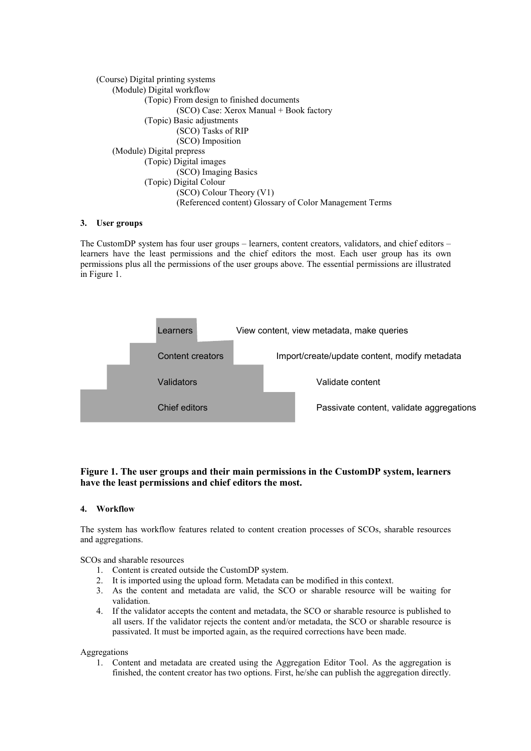(Course) Digital printing systems
- (Module) Digital workflow
  - (Topic) From design to finished documents
    - (SCO) Case: Xerox Manual + Book factory
  - (Topic) Basic adjustments
    - (SCO) Tasks of RIP
    - (SCO) Imposition
- (Module) Digital prepress
  - (Topic) Digital images
    - (SCO) Imaging Basics
  - (Topic) Digital Colour
    - (SCO) Colour Theory (V1)
    - (Referenced content) Glossary of Color Management Terms

## 3. User groups

The CustomDP system has four user groups – learners, content creators, validators, and chief editors – learners have the least permissions and the chief editors the most. Each user group has its own permissions plus all the permissions of the user groups above. The essential permissions are illustrated in Figure 1.

| User group | Permissions |
| --- | --- |
| Learners | View content, view metadata, make queries |
| Content creators | Import/create/update content, modify metadata |
| Validators | Validate content |
| Chief editors | Passivate content, validate aggregations |

**Figure 1. The user groups and their main permissions in the CustomDP system, learners have the least permissions and chief editors the most.**

## 4. Workflow

The system has workflow features related to content creation processes of SCOs, sharable resources and aggregations.

SCOs and sharable resources

1. Content is created outside the CustomDP system.
2. It is imported using the upload form. Metadata can be modified in this context.
3. As the content and metadata are valid, the SCO or sharable resource will be waiting for validation.
4. If the validator accepts the content and metadata, the SCO or sharable resource is published to all users. If the validator rejects the content and/or metadata, the SCO or sharable resource is passivated. It must be imported again, as the required corrections have been made.

Aggregations

1. Content and metadata are created using the Aggregation Editor Tool. As the aggregation is finished, the content creator has two options. First, he/she can publish the aggregation directly.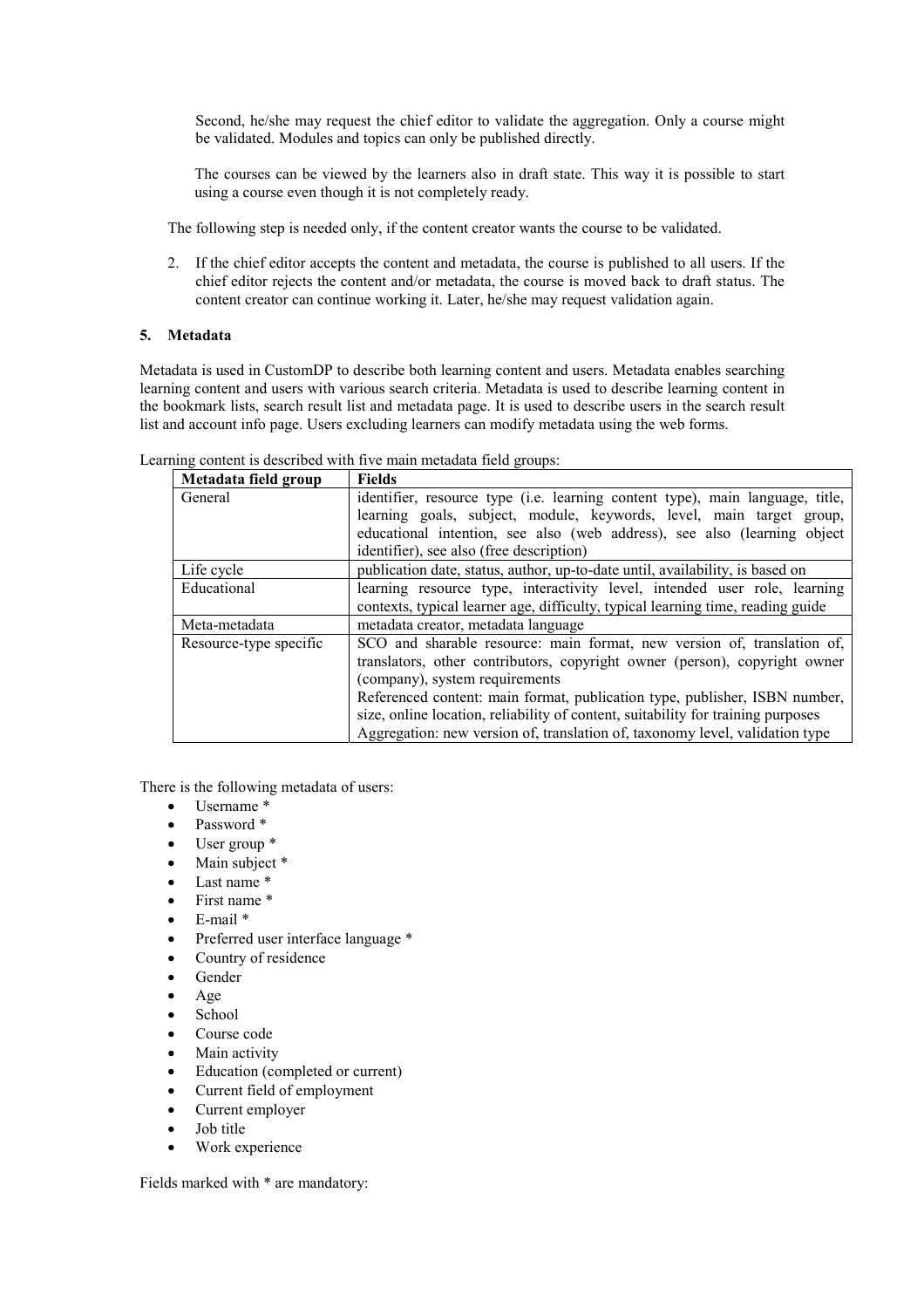Second, he/she may request the chief editor to validate the aggregation. Only a course might be validated. Modules and topics can only be published directly.

The courses can be viewed by the learners also in draft state. This way it is possible to start using a course even though it is not completely ready.

The following step is needed only, if the content creator wants the course to be validated.

2. If the chief editor accepts the content and metadata, the course is published to all users. If the chief editor rejects the content and/or metadata, the course is moved back to draft status. The content creator can continue working it. Later, he/she may request validation again.

## 5. Metadata

Metadata is used in CustomDP to describe both learning content and users. Metadata enables searching learning content and users with various search criteria. Metadata is used to describe learning content in the bookmark lists, search result list and metadata page. It is used to describe users in the search result list and account info page. Users excluding learners can modify metadata using the web forms.

Learning content is described with five main metadata field groups:

| Metadata field group | Fields |
|---|---|
| General | identifier, resource type (i.e. learning content type), main language, title, learning goals, subject, module, keywords, level, main target group, educational intention, see also (web address), see also (learning object identifier), see also (free description) |
| Life cycle | publication date, status, author, up-to-date until, availability, is based on |
| Educational | learning resource type, interactivity level, intended user role, learning contexts, typical learner age, difficulty, typical learning time, reading guide |
| Meta-metadata | metadata creator, metadata language |
| Resource-type specific | SCO and sharable resource: main format, new version of, translation of, translators, other contributors, copyright owner (person), copyright owner (company), system requirements<br>Referenced content: main format, publication type, publisher, ISBN number, size, online location, reliability of content, suitability for training purposes<br>Aggregation: new version of, translation of, taxonomy level, validation type |

There is the following metadata of users:

- Username *
- Password *
- User group *
- Main subject *
- Last name *
- First name *
- E-mail *
- Preferred user interface language *
- Country of residence
- Gender
- Age
- School
- Course code
- Main activity
- Education (completed or current)
- Current field of employment
- Current employer
- Job title
- Work experience

Fields marked with * are mandatory: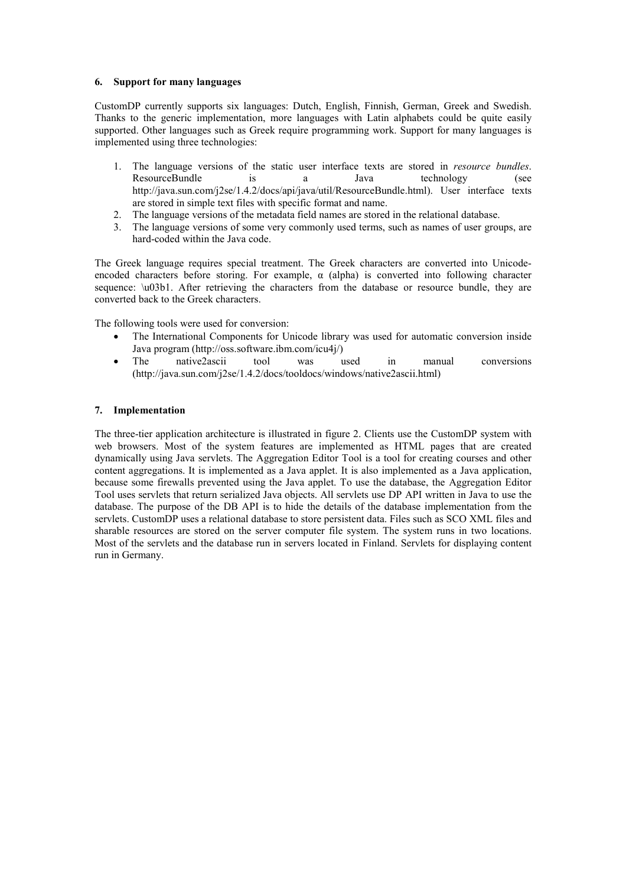## 6. Support for many languages

CustomDP currently supports six languages: Dutch, English, Finnish, German, Greek and Swedish. Thanks to the generic implementation, more languages with Latin alphabets could be quite easily supported. Other languages such as Greek require programming work. Support for many languages is implemented using three technologies:

1. The language versions of the static user interface texts are stored in *resource bundles*. ResourceBundle is a Java technology (see http://java.sun.com/j2se/1.4.2/docs/api/java/util/ResourceBundle.html). User interface texts are stored in simple text files with specific format and name.
2. The language versions of the metadata field names are stored in the relational database.
3. The language versions of some very commonly used terms, such as names of user groups, are hard-coded within the Java code.

The Greek language requires special treatment. The Greek characters are converted into Unicode-encoded characters before storing. For example, α (alpha) is converted into following character sequence: \u03b1. After retrieving the characters from the database or resource bundle, they are converted back to the Greek characters.

The following tools were used for conversion:

- The International Components for Unicode library was used for automatic conversion inside Java program (http://oss.software.ibm.com/icu4j/)
- The native2ascii tool was used in manual conversions (http://java.sun.com/j2se/1.4.2/docs/tooldocs/windows/native2ascii.html)

## 7. Implementation

The three-tier application architecture is illustrated in figure 2. Clients use the CustomDP system with web browsers. Most of the system features are implemented as HTML pages that are created dynamically using Java servlets. The Aggregation Editor Tool is a tool for creating courses and other content aggregations. It is implemented as a Java applet. It is also implemented as a Java application, because some firewalls prevented using the Java applet. To use the database, the Aggregation Editor Tool uses servlets that return serialized Java objects. All servlets use DP API written in Java to use the database. The purpose of the DB API is to hide the details of the database implementation from the servlets. CustomDP uses a relational database to store persistent data. Files such as SCO XML files and sharable resources are stored on the server computer file system. The system runs in two locations. Most of the servlets and the database run in servers located in Finland. Servlets for displaying content run in Germany.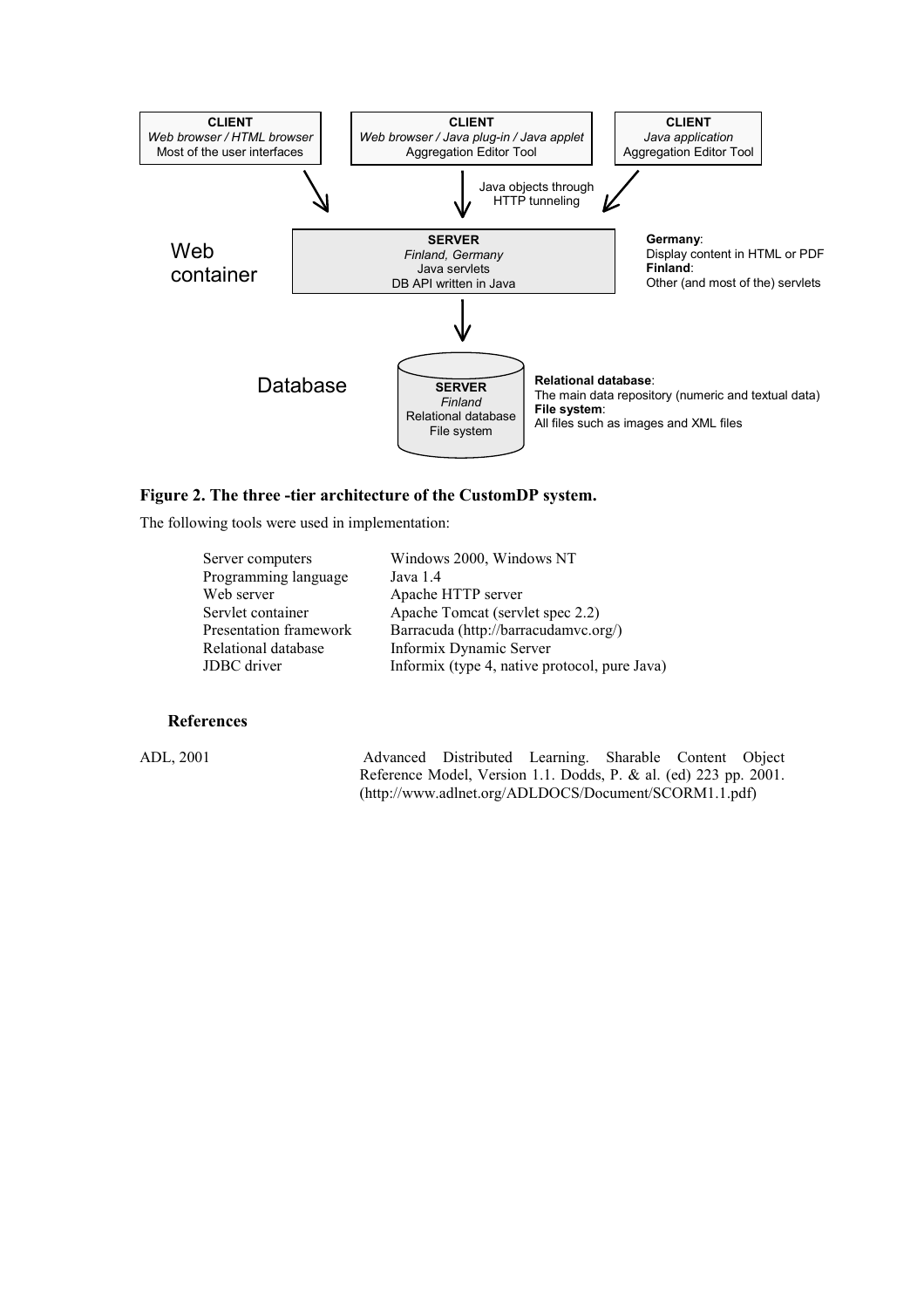CLIENT
Web browser / HTML browser
Most of the user interfaces

CLIENT
Web browser / Java plug-in / Java applet
Aggregation Editor Tool

CLIENT
Java application
Aggregation Editor Tool

Java objects through
HTTP tunneling

Web container

SERVER
Finland, Germany
Java servlets
DB API written in Java

**Germany**:
Display content in HTML or PDF
**Finland**:
Other (and most of the) servlets

Database

SERVER
Finland
Relational database
File system

**Relational database**:
The main data repository (numeric and textual data)
**File system**:
All files such as images and XML files

**Figure 2. The three -tier architecture of the CustomDP system.**

The following tools were used in implementation:

| | |
|---|---|
| Server computers | Windows 2000, Windows NT |
| Programming language | Java 1.4 |
| Web server | Apache HTTP server |
| Servlet container | Apache Tomcat (servlet spec 2.2) |
| Presentation framework | Barracuda (http://barracudamvc.org/) |
| Relational database | Informix Dynamic Server |
| JDBC driver | Informix (type 4, native protocol, pure Java) |

## References

ADL, 2001 — Advanced Distributed Learning. Sharable Content Object Reference Model, Version 1.1. Dodds, P. & al. (ed) 223 pp. 2001. (http://www.adlnet.org/ADLDOCS/Document/SCORM1.1.pdf)